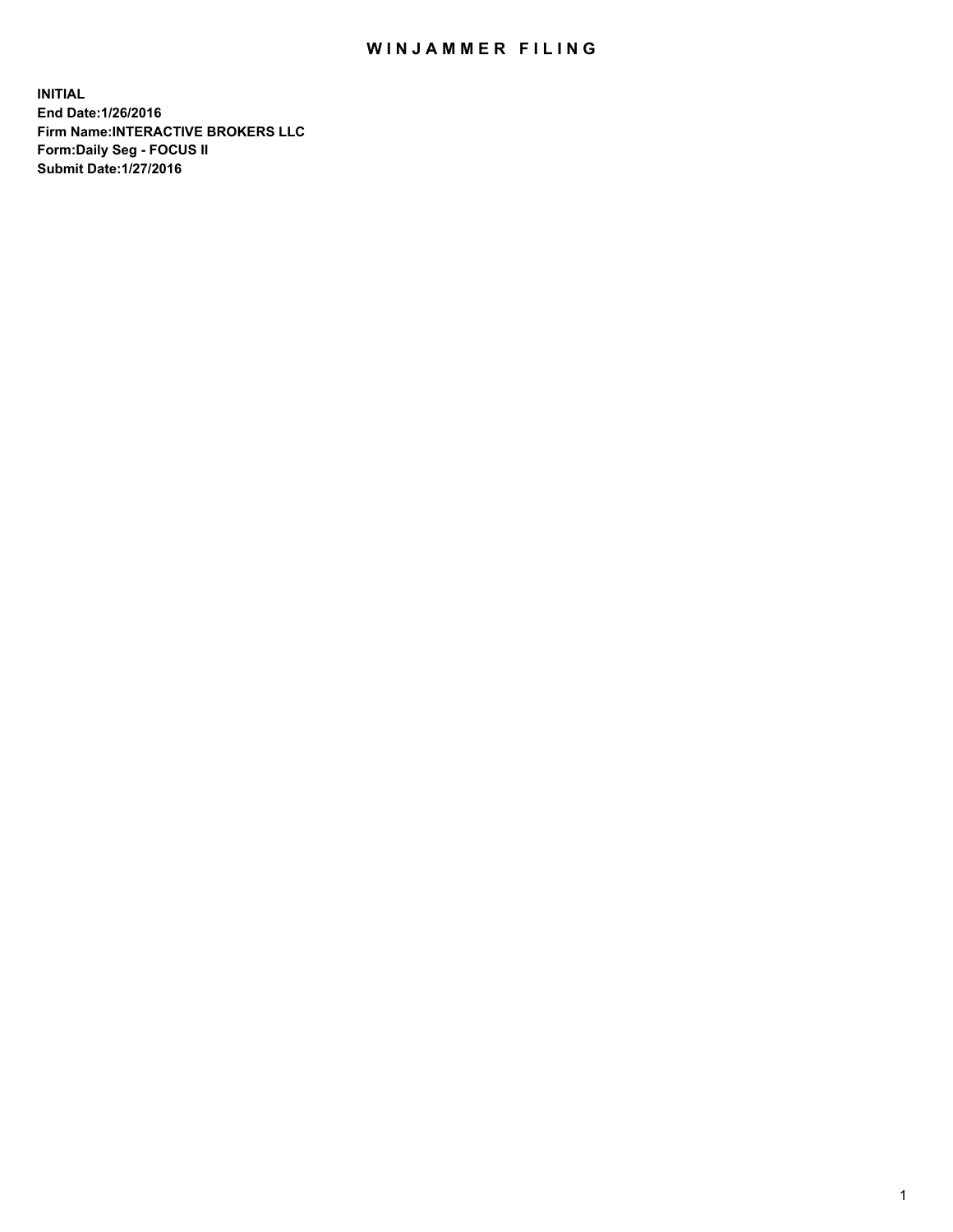# WINJAMMER FILING

**INITIAL**
**End Date:1/26/2016**
**Firm Name:INTERACTIVE BROKERS LLC**
**Form:Daily Seg - FOCUS II**
**Submit Date:1/27/2016**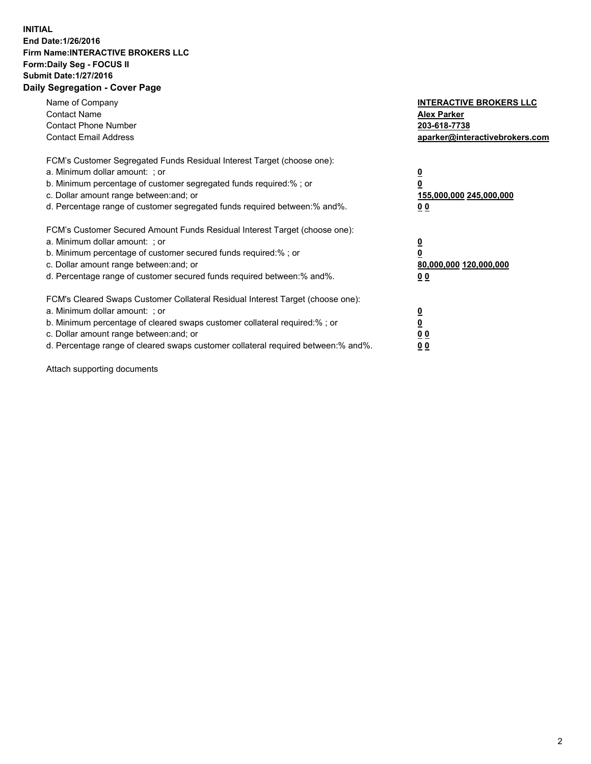**INITIAL**
**End Date:1/26/2016**
**Firm Name:INTERACTIVE BROKERS LLC**
**Form:Daily Seg - FOCUS II**
**Submit Date:1/27/2016**
**Daily Segregation - Cover Page**

| | |
|---|---|
| Name of Company | **INTERACTIVE BROKERS LLC** |
| Contact Name | **Alex Parker** |
| Contact Phone Number | **203-618-7738** |
| Contact Email Address | **aparker@interactivebrokers.com** |

FCM's Customer Segregated Funds Residual Interest Target (choose one):

| | |
|---|---|
| a. Minimum dollar amount: ; or | **0** |
| b. Minimum percentage of customer segregated funds required:% ; or | **0** |
| c. Dollar amount range between:and; or | **155,000,000 245,000,000** |
| d. Percentage range of customer segregated funds required between:% and%. | **0 0** |

FCM's Customer Secured Amount Funds Residual Interest Target (choose one):

| | |
|---|---|
| a. Minimum dollar amount: ; or | **0** |
| b. Minimum percentage of customer secured funds required:% ; or | **0** |
| c. Dollar amount range between:and; or | **80,000,000 120,000,000** |
| d. Percentage range of customer secured funds required between:% and%. | **0 0** |

FCM's Cleared Swaps Customer Collateral Residual Interest Target (choose one):

| | |
|---|---|
| a. Minimum dollar amount: ; or | **0** |
| b. Minimum percentage of cleared swaps customer collateral required:% ; or | **0** |
| c. Dollar amount range between:and; or | **0 0** |
| d. Percentage range of cleared swaps customer collateral required between:% and%. | **0 0** |

Attach supporting documents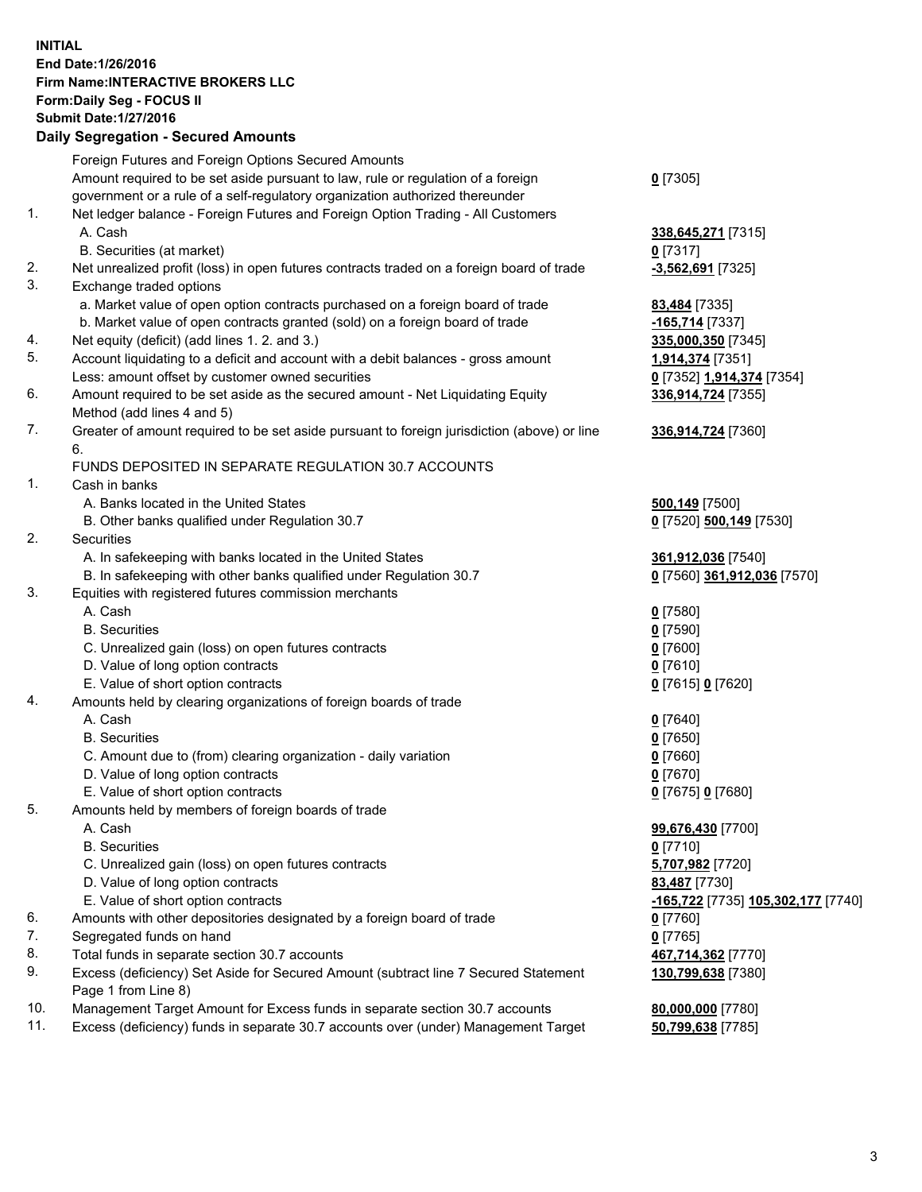**INITIAL**
**End Date:1/26/2016**
**Firm Name:INTERACTIVE BROKERS LLC**
**Form:Daily Seg - FOCUS II**
**Submit Date:1/27/2016**

**Daily Segregation - Secured Amounts**

| | | |
|---|---|---|
| | Foreign Futures and Foreign Options Secured Amounts | |
| | Amount required to be set aside pursuant to law, rule or regulation of a foreign government or a rule of a self-regulatory organization authorized thereunder | 0 [7305] |
| 1. | Net ledger balance - Foreign Futures and Foreign Option Trading - All Customers | |
| | A. Cash | 338,645,271 [7315] |
| | B. Securities (at market) | 0 [7317] |
| 2. | Net unrealized profit (loss) in open futures contracts traded on a foreign board of trade | -3,562,691 [7325] |
| 3. | Exchange traded options | |
| | a. Market value of open option contracts purchased on a foreign board of trade | 83,484 [7335] |
| | b. Market value of open contracts granted (sold) on a foreign board of trade | -165,714 [7337] |
| 4. | Net equity (deficit) (add lines 1. 2. and 3.) | 335,000,350 [7345] |
| 5. | Account liquidating to a deficit and account with a debit balances - gross amount | 1,914,374 [7351] |
| | Less: amount offset by customer owned securities | 0 [7352] 1,914,374 [7354] |
| 6. | Amount required to be set aside as the secured amount - Net Liquidating Equity Method (add lines 4 and 5) | 336,914,724 [7355] |
| 7. | Greater of amount required to be set aside pursuant to foreign jurisdiction (above) or line 6. | 336,914,724 [7360] |
| | FUNDS DEPOSITED IN SEPARATE REGULATION 30.7 ACCOUNTS | |
| 1. | Cash in banks | |
| | A. Banks located in the United States | 500,149 [7500] |
| | B. Other banks qualified under Regulation 30.7 | 0 [7520] 500,149 [7530] |
| 2. | Securities | |
| | A. In safekeeping with banks located in the United States | 361,912,036 [7540] |
| | B. In safekeeping with other banks qualified under Regulation 30.7 | 0 [7560] 361,912,036 [7570] |
| 3. | Equities with registered futures commission merchants | |
| | A. Cash | 0 [7580] |
| | B. Securities | 0 [7590] |
| | C. Unrealized gain (loss) on open futures contracts | 0 [7600] |
| | D. Value of long option contracts | 0 [7610] |
| | E. Value of short option contracts | 0 [7615] 0 [7620] |
| 4. | Amounts held by clearing organizations of foreign boards of trade | |
| | A. Cash | 0 [7640] |
| | B. Securities | 0 [7650] |
| | C. Amount due to (from) clearing organization - daily variation | 0 [7660] |
| | D. Value of long option contracts | 0 [7670] |
| | E. Value of short option contracts | 0 [7675] 0 [7680] |
| 5. | Amounts held by members of foreign boards of trade | |
| | A. Cash | 99,676,430 [7700] |
| | B. Securities | 0 [7710] |
| | C. Unrealized gain (loss) on open futures contracts | 5,707,982 [7720] |
| | D. Value of long option contracts | 83,487 [7730] |
| | E. Value of short option contracts | -165,722 [7735] 105,302,177 [7740] |
| 6. | Amounts with other depositories designated by a foreign board of trade | 0 [7760] |
| 7. | Segregated funds on hand | 0 [7765] |
| 8. | Total funds in separate section 30.7 accounts | 467,714,362 [7770] |
| 9. | Excess (deficiency) Set Aside for Secured Amount (subtract line 7 Secured Statement Page 1 from Line 8) | 130,799,638 [7380] |
| 10. | Management Target Amount for Excess funds in separate section 30.7 accounts | 80,000,000 [7780] |
| 11. | Excess (deficiency) funds in separate 30.7 accounts over (under) Management Target | 50,799,638 [7785] |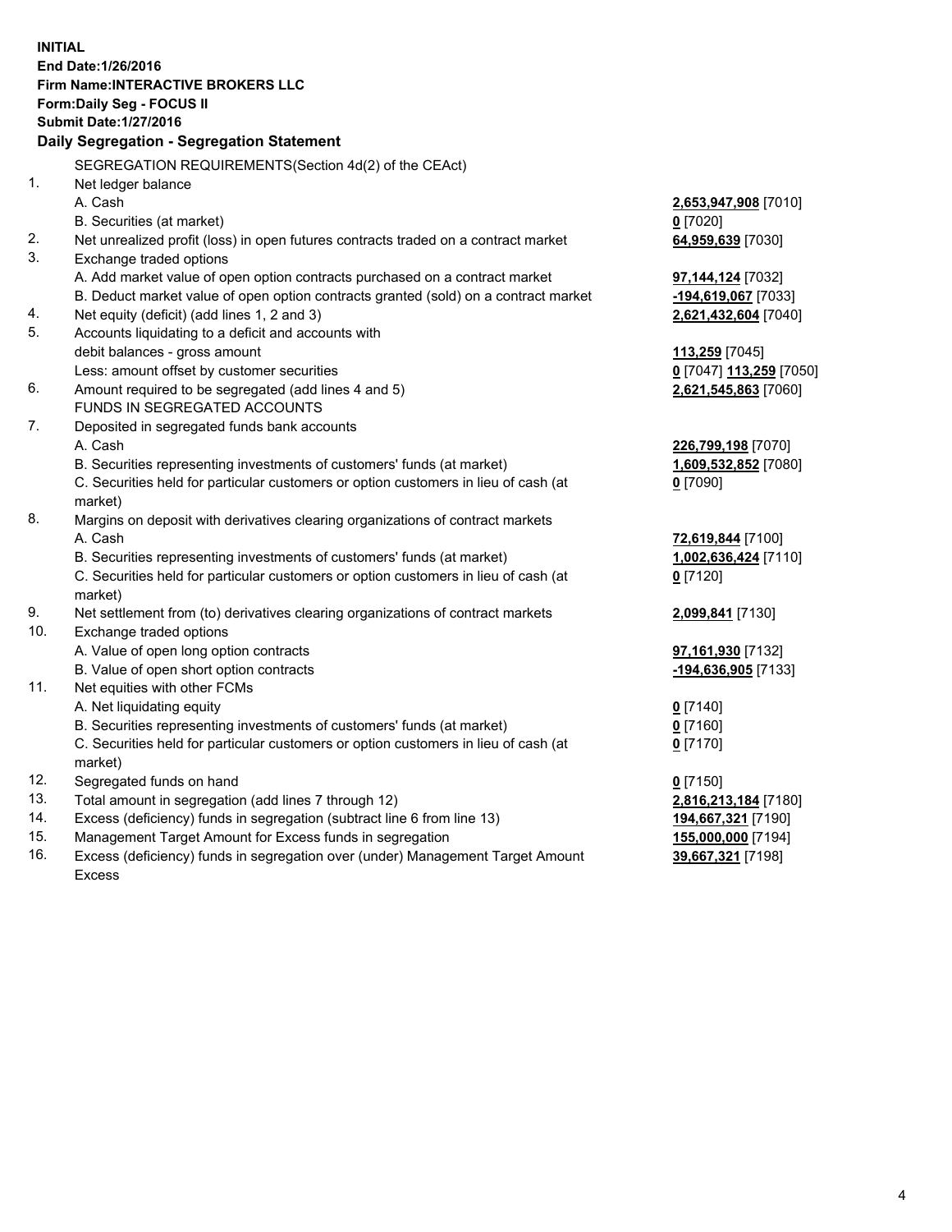**INITIAL**
**End Date:1/26/2016**
**Firm Name:INTERACTIVE BROKERS LLC**
**Form:Daily Seg - FOCUS II**
**Submit Date:1/27/2016**

**Daily Segregation - Segregation Statement**

SEGREGATION REQUIREMENTS(Section 4d(2) of the CEAct)

| | | |
|---|---|---|
| 1. | Net ledger balance | |
| | A. Cash | **2,653,947,908** [7010] |
| | B. Securities (at market) | **0** [7020] |
| 2. | Net unrealized profit (loss) in open futures contracts traded on a contract market | **64,959,639** [7030] |
| 3. | Exchange traded options | |
| | A. Add market value of open option contracts purchased on a contract market | **97,144,124** [7032] |
| | B. Deduct market value of open option contracts granted (sold) on a contract market | **-194,619,067** [7033] |
| 4. | Net equity (deficit) (add lines 1, 2 and 3) | **2,621,432,604** [7040] |
| 5. | Accounts liquidating to a deficit and accounts with | |
| | debit balances - gross amount | **113,259** [7045] |
| | Less: amount offset by customer securities | **0** [7047] **113,259** [7050] |
| 6. | Amount required to be segregated (add lines 4 and 5) | **2,621,545,863** [7060] |
| | FUNDS IN SEGREGATED ACCOUNTS | |
| 7. | Deposited in segregated funds bank accounts | |
| | A. Cash | **226,799,198** [7070] |
| | B. Securities representing investments of customers' funds (at market) | **1,609,532,852** [7080] |
| | C. Securities held for particular customers or option customers in lieu of cash (at market) | **0** [7090] |
| 8. | Margins on deposit with derivatives clearing organizations of contract markets | |
| | A. Cash | **72,619,844** [7100] |
| | B. Securities representing investments of customers' funds (at market) | **1,002,636,424** [7110] |
| | C. Securities held for particular customers or option customers in lieu of cash (at market) | **0** [7120] |
| 9. | Net settlement from (to) derivatives clearing organizations of contract markets | **2,099,841** [7130] |
| 10. | Exchange traded options | |
| | A. Value of open long option contracts | **97,161,930** [7132] |
| | B. Value of open short option contracts | **-194,636,905** [7133] |
| 11. | Net equities with other FCMs | |
| | A. Net liquidating equity | **0** [7140] |
| | B. Securities representing investments of customers' funds (at market) | **0** [7160] |
| | C. Securities held for particular customers or option customers in lieu of cash (at market) | **0** [7170] |
| 12. | Segregated funds on hand | **0** [7150] |
| 13. | Total amount in segregation (add lines 7 through 12) | **2,816,213,184** [7180] |
| 14. | Excess (deficiency) funds in segregation (subtract line 6 from line 13) | **194,667,321** [7190] |
| 15. | Management Target Amount for Excess funds in segregation | **155,000,000** [7194] |
| 16. | Excess (deficiency) funds in segregation over (under) Management Target Amount Excess | **39,667,321** [7198] |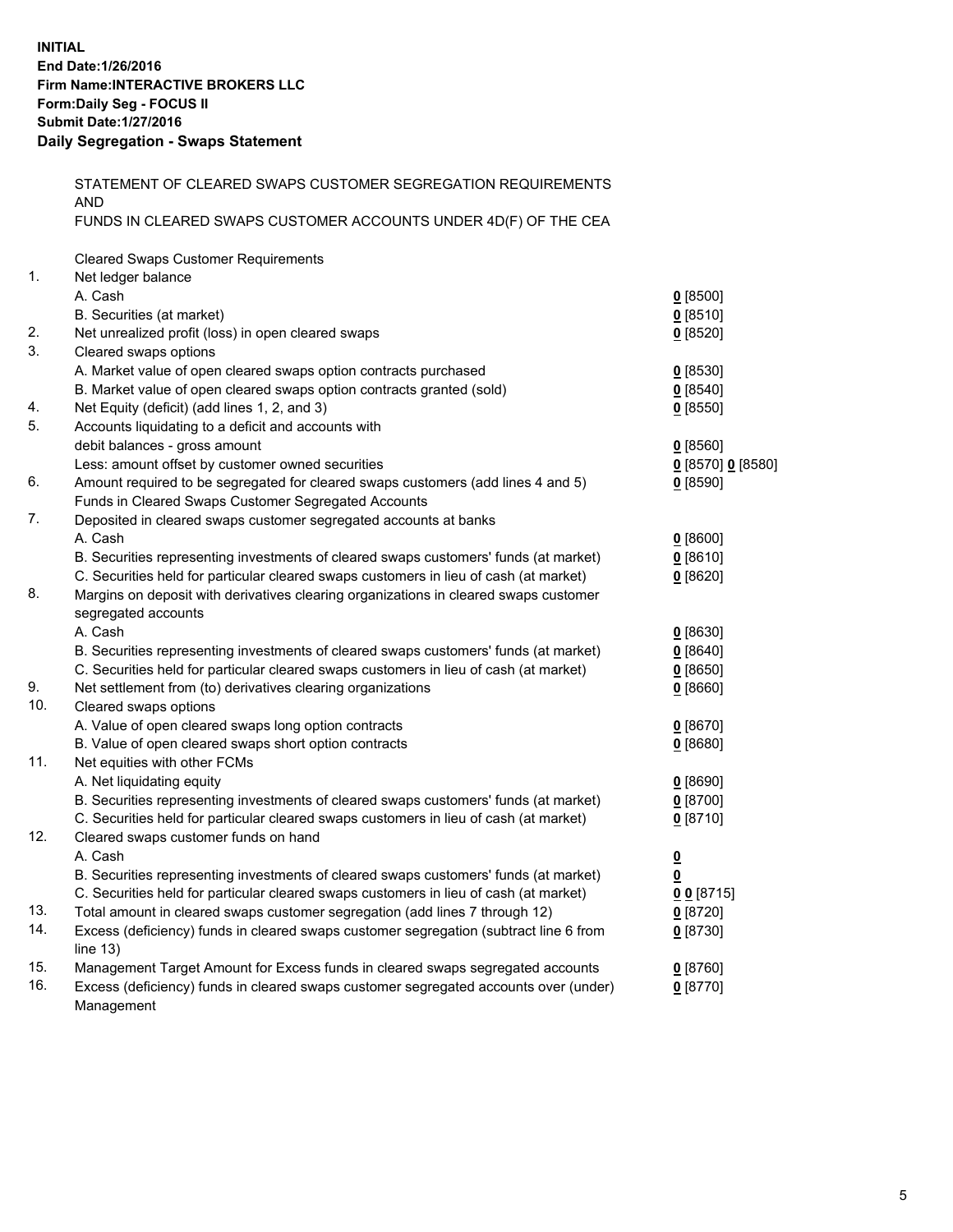**INITIAL**
**End Date:1/26/2016**
**Firm Name:INTERACTIVE BROKERS LLC**
**Form:Daily Seg - FOCUS II**
**Submit Date:1/27/2016**
**Daily Segregation - Swaps Statement**

STATEMENT OF CLEARED SWAPS CUSTOMER SEGREGATION REQUIREMENTS AND FUNDS IN CLEARED SWAPS CUSTOMER ACCOUNTS UNDER 4D(F) OF THE CEA

| | | |
|---|---|---|
| | Cleared Swaps Customer Requirements | |
| 1. | Net ledger balance | |
| | A. Cash | 0 [8500] |
| | B. Securities (at market) | 0 [8510] |
| 2. | Net unrealized profit (loss) in open cleared swaps | 0 [8520] |
| 3. | Cleared swaps options | |
| | A. Market value of open cleared swaps option contracts purchased | 0 [8530] |
| | B. Market value of open cleared swaps option contracts granted (sold) | 0 [8540] |
| 4. | Net Equity (deficit) (add lines 1, 2, and 3) | 0 [8550] |
| 5. | Accounts liquidating to a deficit and accounts with debit balances - gross amount | 0 [8560] |
| | Less: amount offset by customer owned securities | 0 [8570] 0 [8580] |
| 6. | Amount required to be segregated for cleared swaps customers (add lines 4 and 5) | 0 [8590] |
| | Funds in Cleared Swaps Customer Segregated Accounts | |
| 7. | Deposited in cleared swaps customer segregated accounts at banks | |
| | A. Cash | 0 [8600] |
| | B. Securities representing investments of cleared swaps customers' funds (at market) | 0 [8610] |
| | C. Securities held for particular cleared swaps customers in lieu of cash (at market) | 0 [8620] |
| 8. | Margins on deposit with derivatives clearing organizations in cleared swaps customer segregated accounts | |
| | A. Cash | 0 [8630] |
| | B. Securities representing investments of cleared swaps customers' funds (at market) | 0 [8640] |
| | C. Securities held for particular cleared swaps customers in lieu of cash (at market) | 0 [8650] |
| 9. | Net settlement from (to) derivatives clearing organizations | 0 [8660] |
| 10. | Cleared swaps options | |
| | A. Value of open cleared swaps long option contracts | 0 [8670] |
| | B. Value of open cleared swaps short option contracts | 0 [8680] |
| 11. | Net equities with other FCMs | |
| | A. Net liquidating equity | 0 [8690] |
| | B. Securities representing investments of cleared swaps customers' funds (at market) | 0 [8700] |
| | C. Securities held for particular cleared swaps customers in lieu of cash (at market) | 0 [8710] |
| 12. | Cleared swaps customer funds on hand | |
| | A. Cash | 0 |
| | B. Securities representing investments of cleared swaps customers' funds (at market) | 0 |
| | C. Securities held for particular cleared swaps customers in lieu of cash (at market) | 0 0 [8715] |
| 13. | Total amount in cleared swaps customer segregation (add lines 7 through 12) | 0 [8720] |
| 14. | Excess (deficiency) funds in cleared swaps customer segregation (subtract line 6 from line 13) | 0 [8730] |
| 15. | Management Target Amount for Excess funds in cleared swaps segregated accounts | 0 [8760] |
| 16. | Excess (deficiency) funds in cleared swaps customer segregated accounts over (under) Management | 0 [8770] |